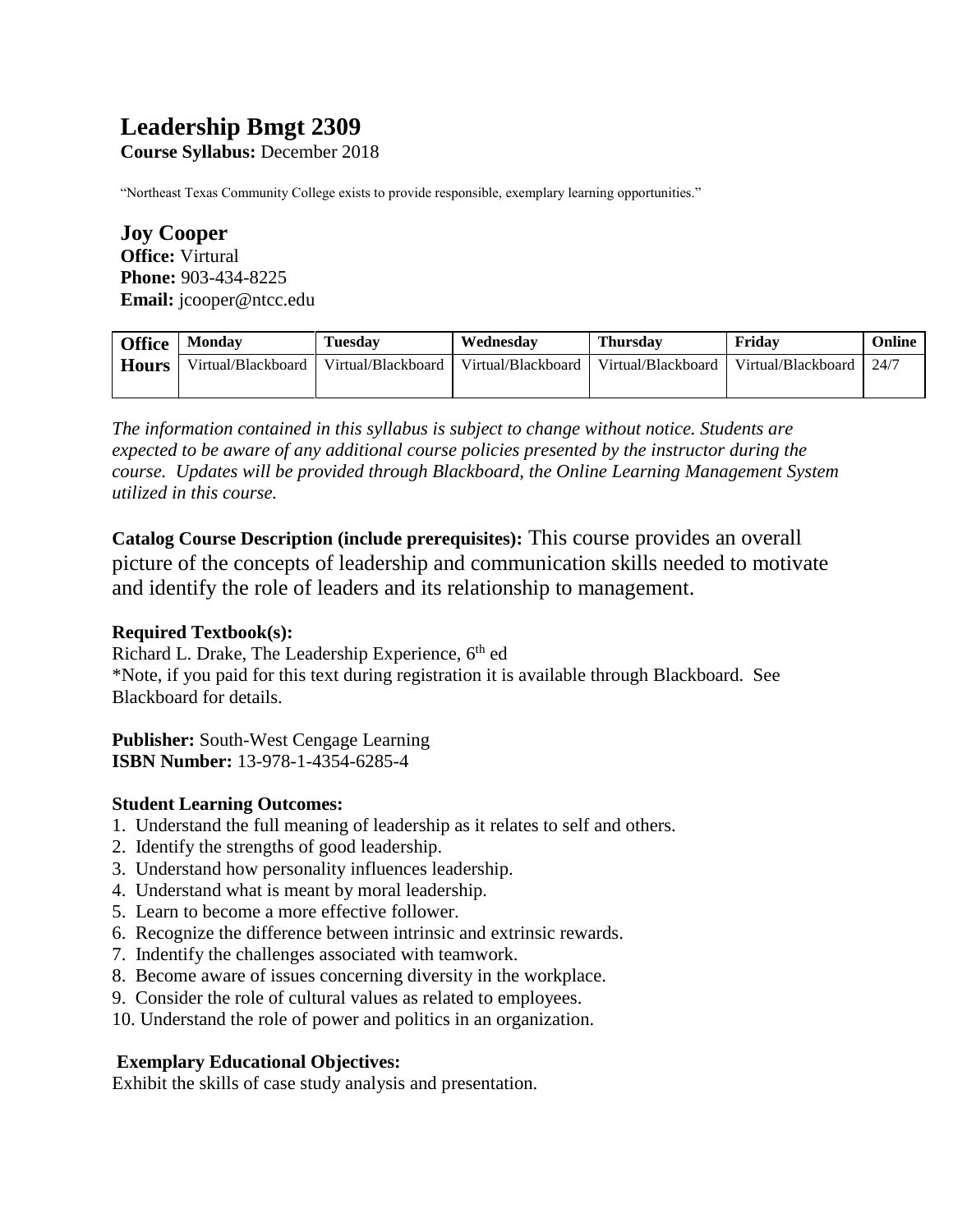# Leadership Bmgt 2309

**Course Syllabus:** December 2018

"Northeast Texas Community College exists to provide responsible, exemplary learning opportunities."

## Joy Cooper

**Office:** Virtural
**Phone:** 903-434-8225
**Email:** jcooper@ntcc.edu

| Office Hours | Monday | Tuesday | Wednesday | Thursday | Friday | Online |
|---|---|---|---|---|---|---|
| | Virtual/Blackboard | Virtual/Blackboard | Virtual/Blackboard | Virtual/Blackboard | Virtual/Blackboard | 24/7 |

*The information contained in this syllabus is subject to change without notice. Students are expected to be aware of any additional course policies presented by the instructor during the course. Updates will be provided through Blackboard, the Online Learning Management System utilized in this course.*

**Catalog Course Description (include prerequisites):** This course provides an overall picture of the concepts of leadership and communication skills needed to motivate and identify the role of leaders and its relationship to management.

**Required Textbook(s):**
Richard L. Drake, The Leadership Experience, 6th ed
*Note, if you paid for this text during registration it is available through Blackboard. See Blackboard for details.

**Publisher:** South-West Cengage Learning
**ISBN Number:** 13-978-1-4354-6285-4

**Student Learning Outcomes:**
1. Understand the full meaning of leadership as it relates to self and others.
2. Identify the strengths of good leadership.
3. Understand how personality influences leadership.
4. Understand what is meant by moral leadership.
5. Learn to become a more effective follower.
6. Recognize the difference between intrinsic and extrinsic rewards.
7. Indentify the challenges associated with teamwork.
8. Become aware of issues concerning diversity in the workplace.
9. Consider the role of cultural values as related to employees.
10. Understand the role of power and politics in an organization.

**Exemplary Educational Objectives:**
Exhibit the skills of case study analysis and presentation.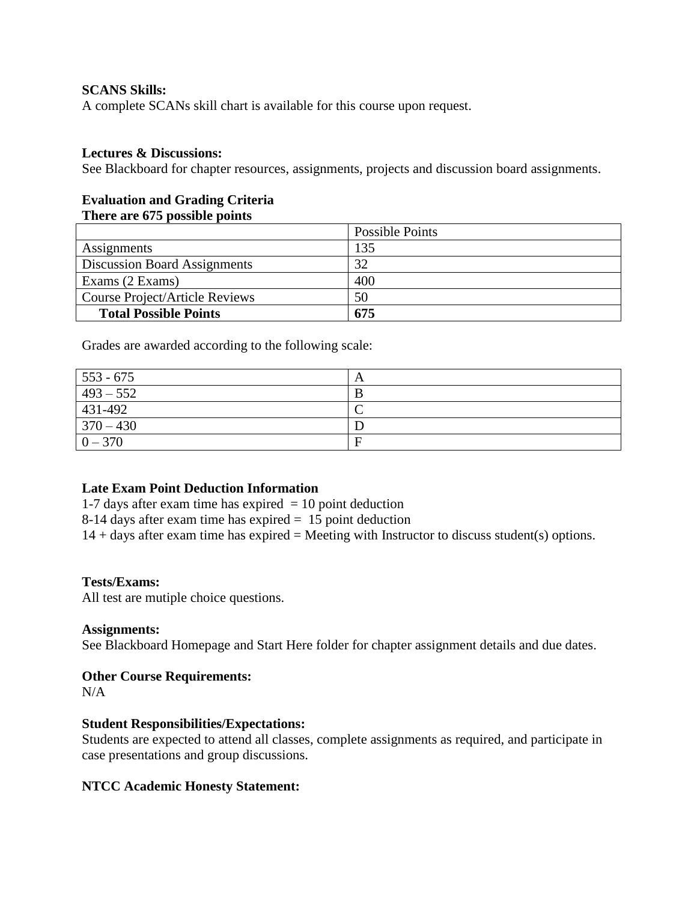**SCANS Skills:**
A complete SCANs skill chart is available for this course upon request.

**Lectures & Discussions:**
See Blackboard for chapter resources, assignments, projects and discussion board assignments.

**Evaluation and Grading Criteria**
**There are 675 possible points**

| | Possible Points |
|---|---|
| Assignments | 135 |
| Discussion Board Assignments | 32 |
| Exams (2 Exams) | 400 |
| Course Project/Article Reviews | 50 |
| **Total Possible Points** | **675** |

Grades are awarded according to the following scale:

| | |
|---|---|
| 553 - 675 | A |
| 493 – 552 | B |
| 431-492 | C |
| 370 – 430 | D |
| 0 – 370 | F |

**Late Exam Point Deduction Information**
1-7 days after exam time has expired = 10 point deduction
8-14 days after exam time has expired = 15 point deduction
14 + days after exam time has expired = Meeting with Instructor to discuss student(s) options.

**Tests/Exams:**
All test are mutiple choice questions.

**Assignments:**
See Blackboard Homepage and Start Here folder for chapter assignment details and due dates.

**Other Course Requirements:**
N/A

**Student Responsibilities/Expectations:**
Students are expected to attend all classes, complete assignments as required, and participate in case presentations and group discussions.

**NTCC Academic Honesty Statement:**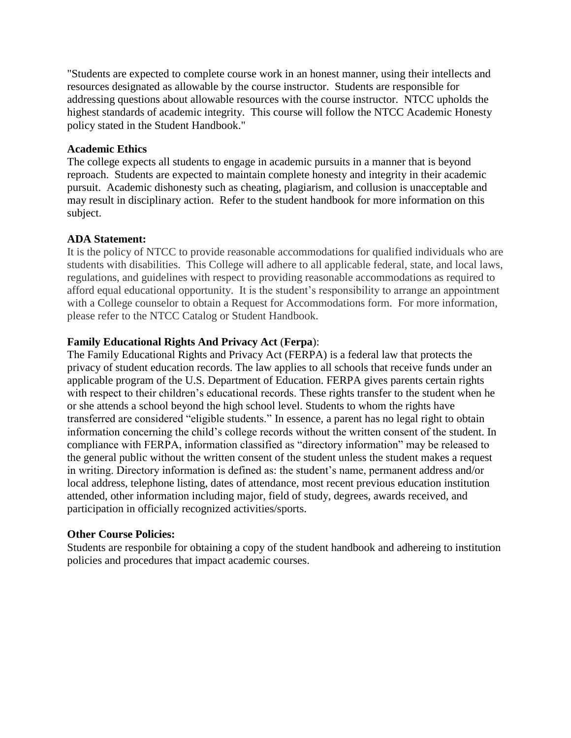"Students are expected to complete course work in an honest manner, using their intellects and resources designated as allowable by the course instructor. Students are responsible for addressing questions about allowable resources with the course instructor. NTCC upholds the highest standards of academic integrity. This course will follow the NTCC Academic Honesty policy stated in the Student Handbook."

**Academic Ethics**

The college expects all students to engage in academic pursuits in a manner that is beyond reproach. Students are expected to maintain complete honesty and integrity in their academic pursuit. Academic dishonesty such as cheating, plagiarism, and collusion is unacceptable and may result in disciplinary action. Refer to the student handbook for more information on this subject.

**ADA Statement:**

It is the policy of NTCC to provide reasonable accommodations for qualified individuals who are students with disabilities. This College will adhere to all applicable federal, state, and local laws, regulations, and guidelines with respect to providing reasonable accommodations as required to afford equal educational opportunity. It is the student's responsibility to arrange an appointment with a College counselor to obtain a Request for Accommodations form. For more information, please refer to the NTCC Catalog or Student Handbook.

**Family Educational Rights And Privacy Act** (**Ferpa**):

The Family Educational Rights and Privacy Act (FERPA) is a federal law that protects the privacy of student education records. The law applies to all schools that receive funds under an applicable program of the U.S. Department of Education. FERPA gives parents certain rights with respect to their children's educational records. These rights transfer to the student when he or she attends a school beyond the high school level. Students to whom the rights have transferred are considered "eligible students." In essence, a parent has no legal right to obtain information concerning the child's college records without the written consent of the student. In compliance with FERPA, information classified as "directory information" may be released to the general public without the written consent of the student unless the student makes a request in writing. Directory information is defined as: the student's name, permanent address and/or local address, telephone listing, dates of attendance, most recent previous education institution attended, other information including major, field of study, degrees, awards received, and participation in officially recognized activities/sports.

**Other Course Policies:**

Students are responbile for obtaining a copy of the student handbook and adhereing to institution policies and procedures that impact academic courses.